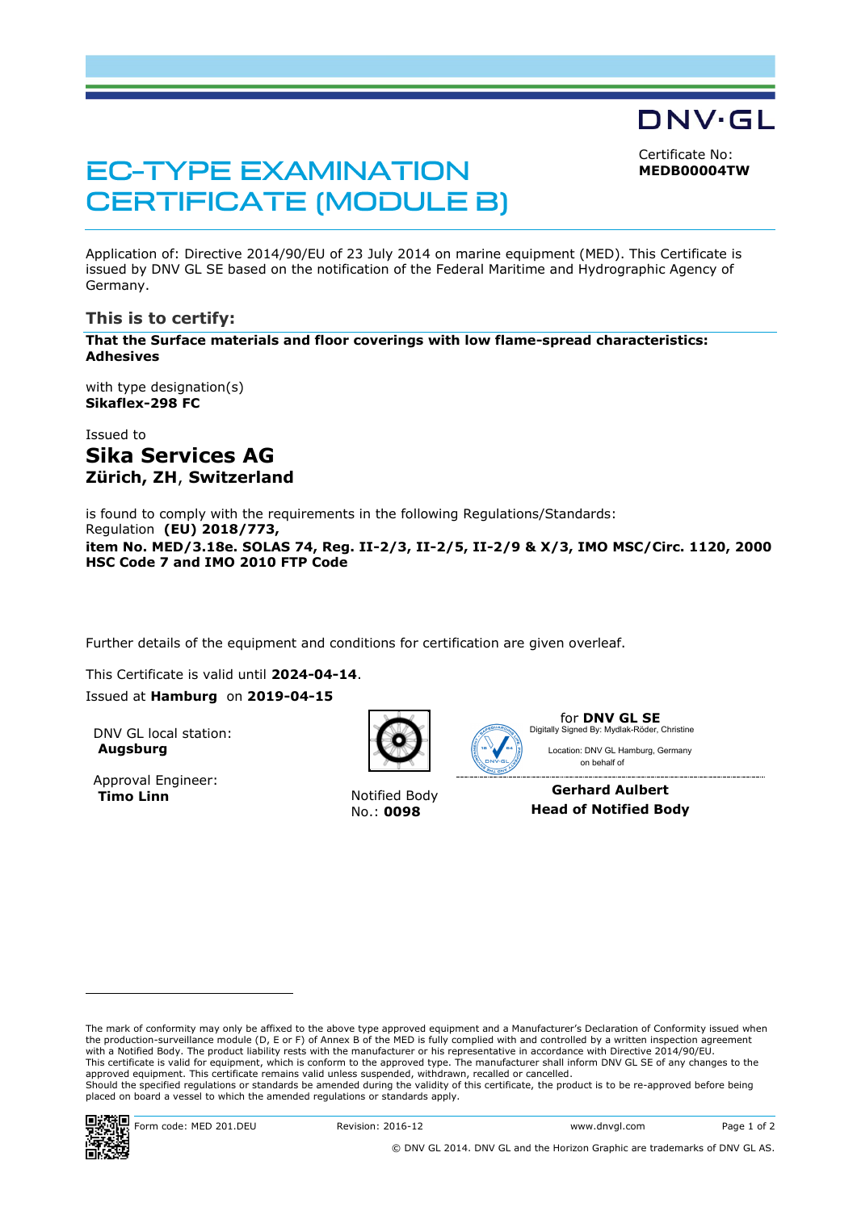DNV·GL

Certificate No:
**MEDB00004TW**

# EC-TYPE EXAMINATION CERTIFICATE (MODULE B)

Application of: Directive 2014/90/EU of 23 July 2014 on marine equipment (MED). This Certificate is issued by DNV GL SE based on the notification of the Federal Maritime and Hydrographic Agency of Germany.

## This is to certify:

**That the Surface materials and floor coverings with low flame-spread characteristics: Adhesives**

with type designation(s)
**Sikaflex-298 FC**

Issued to

## Sika Services AG
**Zürich, ZH, Switzerland**

is found to comply with the requirements in the following Regulations/Standards:
Regulation **(EU) 2018/773,**
**item No. MED/3.18e. SOLAS 74, Reg. II-2/3, II-2/5, II-2/9 & X/3, IMO MSC/Circ. 1120, 2000 HSC Code 7 and IMO 2010 FTP Code**

Further details of the equipment and conditions for certification are given overleaf.

This Certificate is valid until **2024-04-14**.

Issued at **Hamburg** on **2019-04-15**

DNV GL local station:
**Augsburg**

Approval Engineer:
**Timo Linn**

Notified Body
No.: **0098**

for **DNV GL SE**
Digitally Signed By: Mydlak-Röder, Christine
Location: DNV GL Hamburg, Germany
on behalf of

**Gerhard Aulbert**
**Head of Notified Body**

The mark of conformity may only be affixed to the above type approved equipment and a Manufacturer's Declaration of Conformity issued when the production-surveillance module (D, E or F) of Annex B of the MED is fully complied with and controlled by a written inspection agreement with a Notified Body. The product liability rests with the manufacturer or his representative in accordance with Directive 2014/90/EU.
This certificate is valid for equipment, which is conform to the approved type. The manufacturer shall inform DNV GL SE of any changes to the approved equipment. This certificate remains valid unless suspended, withdrawn, recalled or cancelled.
Should the specified regulations or standards be amended during the validity of this certificate, the product is to be re-approved before being placed on board a vessel to which the amended regulations or standards apply.

Form code: MED 201.DEU    Revision: 2016-12    www.dnvgl.com

© DNV GL 2014. DNV GL and the Horizon Graphic are trademarks of DNV GL AS.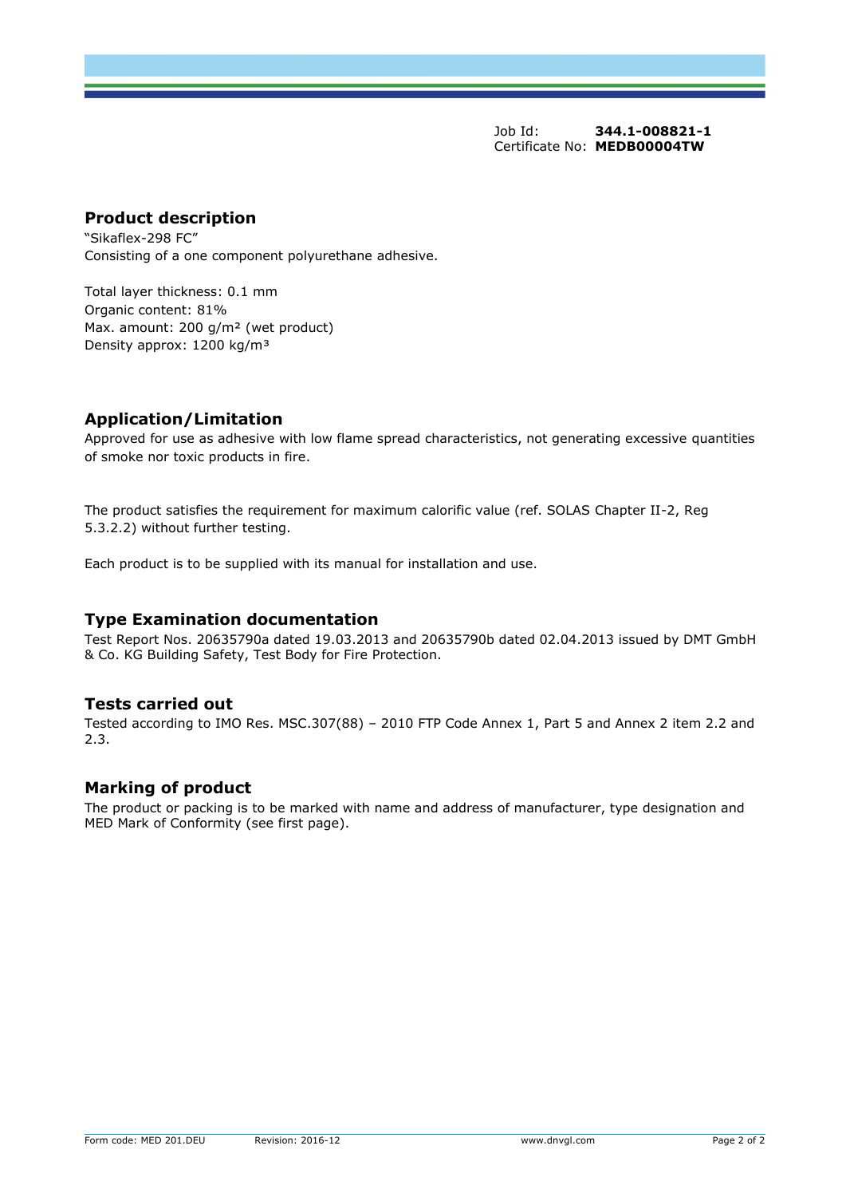Job Id: **344.1-008821-1**
Certificate No: **MEDB00004TW**

## Product description

"Sikaflex-298 FC"
Consisting of a one component polyurethane adhesive.

Total layer thickness: 0.1 mm
Organic content: 81%
Max. amount: 200 g/m² (wet product)
Density approx: 1200 kg/m³

## Application/Limitation

Approved for use as adhesive with low flame spread characteristics, not generating excessive quantities of smoke nor toxic products in fire.

The product satisfies the requirement for maximum calorific value (ref. SOLAS Chapter II-2, Reg 5.3.2.2) without further testing.

Each product is to be supplied with its manual for installation and use.

## Type Examination documentation

Test Report Nos. 20635790a dated 19.03.2013 and 20635790b dated 02.04.2013 issued by DMT GmbH & Co. KG Building Safety, Test Body for Fire Protection.

## Tests carried out

Tested according to IMO Res. MSC.307(88) – 2010 FTP Code Annex 1, Part 5 and Annex 2 item 2.2 and 2.3.

## Marking of product

The product or packing is to be marked with name and address of manufacturer, type designation and MED Mark of Conformity (see first page).